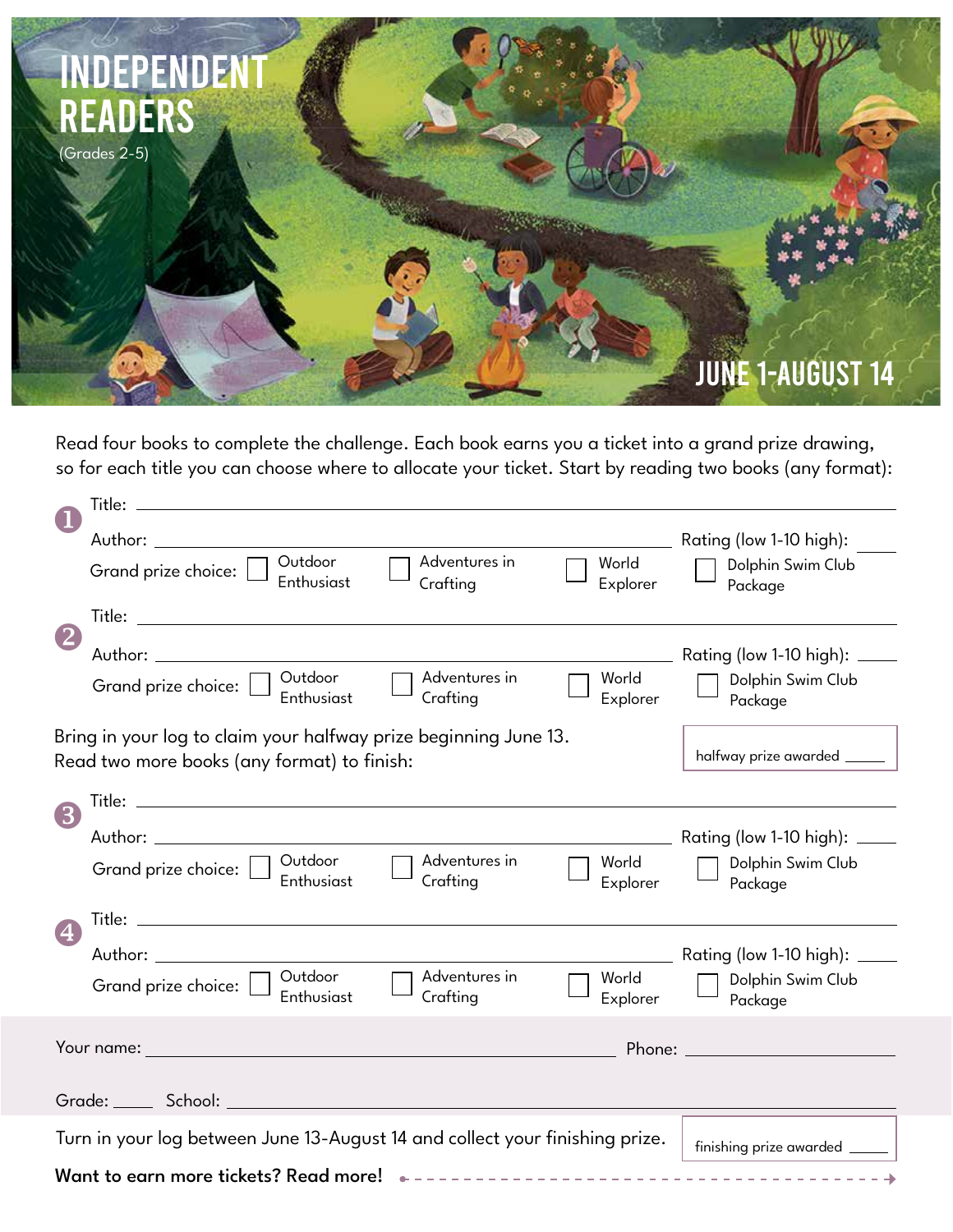# INDEPENDENT READERS

(Grades 2-5)

JUNE 1-AUGUST 14

Read four books to complete the challenge. Each book earns you a ticket into a grand prize drawing, so for each title you can choose where to allocate your ticket. Start by reading two books (any format):

**1**

Title: \_\_\_\_\_\_\_\_\_\_\_\_\_\_\_\_\_\_\_\_\_\_\_\_\_\_\_\_\_\_\_\_\_\_\_\_\_\_\_\_\_\_\_\_

Author: \_\_\_\_\_\_\_\_\_\_\_\_\_\_\_\_\_\_\_\_\_\_\_\_\_\_\_\_\_\_ Rating (low 1-10 high): \_\_\_\_

Grand prize choice: ☐ Outdoor Enthusiast ☐ Adventures in Crafting ☐ World Explorer ☐ Dolphin Swim Club Package

**2**

Title: \_\_\_\_\_\_\_\_\_\_\_\_\_\_\_\_\_\_\_\_\_\_\_\_\_\_\_\_\_\_\_\_\_\_\_\_\_\_\_\_\_\_\_\_

Author: \_\_\_\_\_\_\_\_\_\_\_\_\_\_\_\_\_\_\_\_\_\_\_\_\_\_\_\_\_\_ Rating (low 1-10 high): \_\_\_\_

Grand prize choice: ☐ Outdoor Enthusiast ☐ Adventures in Crafting ☐ World Explorer ☐ Dolphin Swim Club Package

Bring in your log to claim your halfway prize beginning June 13.
Read two more books (any format) to finish:

halfway prize awarded \_\_\_\_

**3**

Title: \_\_\_\_\_\_\_\_\_\_\_\_\_\_\_\_\_\_\_\_\_\_\_\_\_\_\_\_\_\_\_\_\_\_\_\_\_\_\_\_\_\_\_\_

Author: \_\_\_\_\_\_\_\_\_\_\_\_\_\_\_\_\_\_\_\_\_\_\_\_\_\_\_\_\_\_ Rating (low 1-10 high): \_\_\_\_

Grand prize choice: ☐ Outdoor Enthusiast ☐ Adventures in Crafting ☐ World Explorer ☐ Dolphin Swim Club Package

**4**

Title: \_\_\_\_\_\_\_\_\_\_\_\_\_\_\_\_\_\_\_\_\_\_\_\_\_\_\_\_\_\_\_\_\_\_\_\_\_\_\_\_\_\_\_\_

Author: \_\_\_\_\_\_\_\_\_\_\_\_\_\_\_\_\_\_\_\_\_\_\_\_\_\_\_\_\_\_ Rating (low 1-10 high): \_\_\_\_

Grand prize choice: ☐ Outdoor Enthusiast ☐ Adventures in Crafting ☐ World Explorer ☐ Dolphin Swim Club Package

Your name: \_\_\_\_\_\_\_\_\_\_\_\_\_\_\_\_\_\_\_\_\_\_\_\_\_\_\_\_\_\_ Phone: \_\_\_\_\_\_\_\_\_\_\_\_\_\_\_\_

Grade: \_\_\_\_ School: \_\_\_\_\_\_\_\_\_\_\_\_\_\_\_\_\_\_\_\_\_\_\_\_\_\_\_\_\_\_\_\_\_\_\_\_\_\_

Turn in your log between June 13-August 14 and collect your finishing prize.

finishing prize awarded \_\_\_\_

**Want to earn more tickets? Read more!**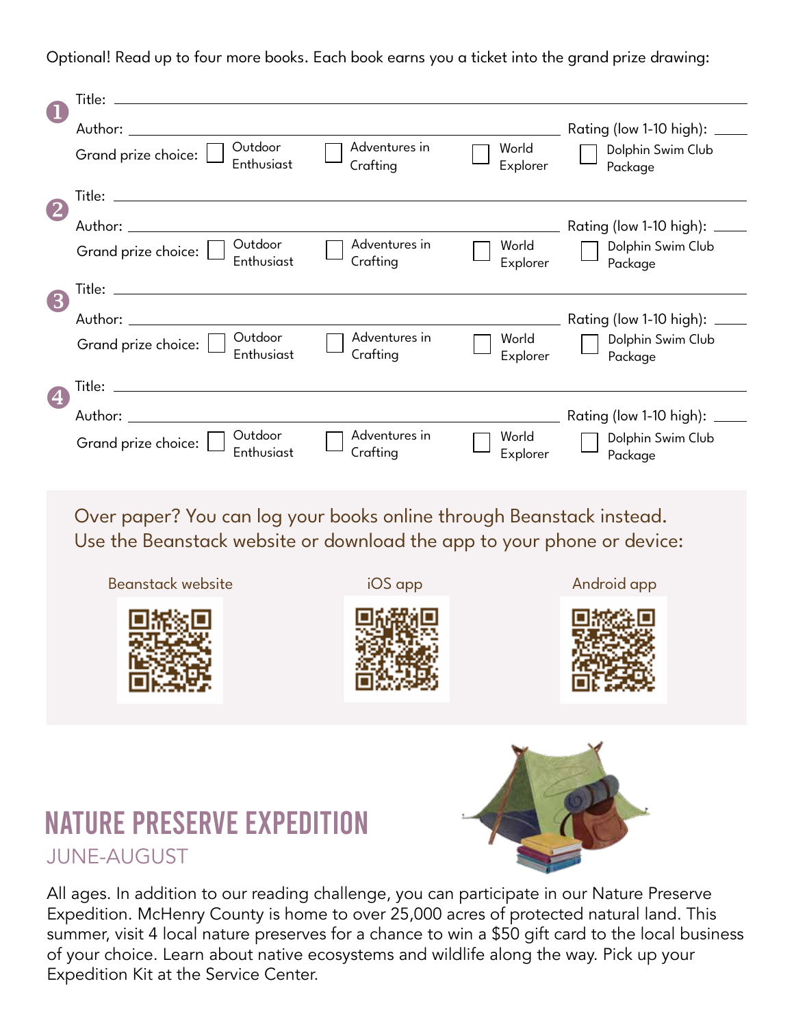Optional! Read up to four more books. Each book earns you a ticket into the grand prize drawing:

1. Title: ______________________

   Author: ______________________ Rating (low 1-10 high): _____

   Grand prize choice: ☐ Outdoor Enthusiast ☐ Adventures in Crafting ☐ World Explorer ☐ Dolphin Swim Club Package

2. Title: ______________________

   Author: ______________________ Rating (low 1-10 high): _____

   Grand prize choice: ☐ Outdoor Enthusiast ☐ Adventures in Crafting ☐ World Explorer ☐ Dolphin Swim Club Package

3. Title: ______________________

   Author: ______________________ Rating (low 1-10 high): _____

   Grand prize choice: ☐ Outdoor Enthusiast ☐ Adventures in Crafting ☐ World Explorer ☐ Dolphin Swim Club Package

4. Title: ______________________

   Author: ______________________ Rating (low 1-10 high): _____

   Grand prize choice: ☐ Outdoor Enthusiast ☐ Adventures in Crafting ☐ World Explorer ☐ Dolphin Swim Club Package

Over paper? You can log your books online through Beanstack instead. Use the Beanstack website or download the app to your phone or device:

Beanstack website

iOS app

Android app

# NATURE PRESERVE EXPEDITION

## JUNE-AUGUST

All ages. In addition to our reading challenge, you can participate in our Nature Preserve Expedition. McHenry County is home to over 25,000 acres of protected natural land. This summer, visit 4 local nature preserves for a chance to win a $50 gift card to the local business of your choice. Learn about native ecosystems and wildlife along the way. Pick up your Expedition Kit at the Service Center.